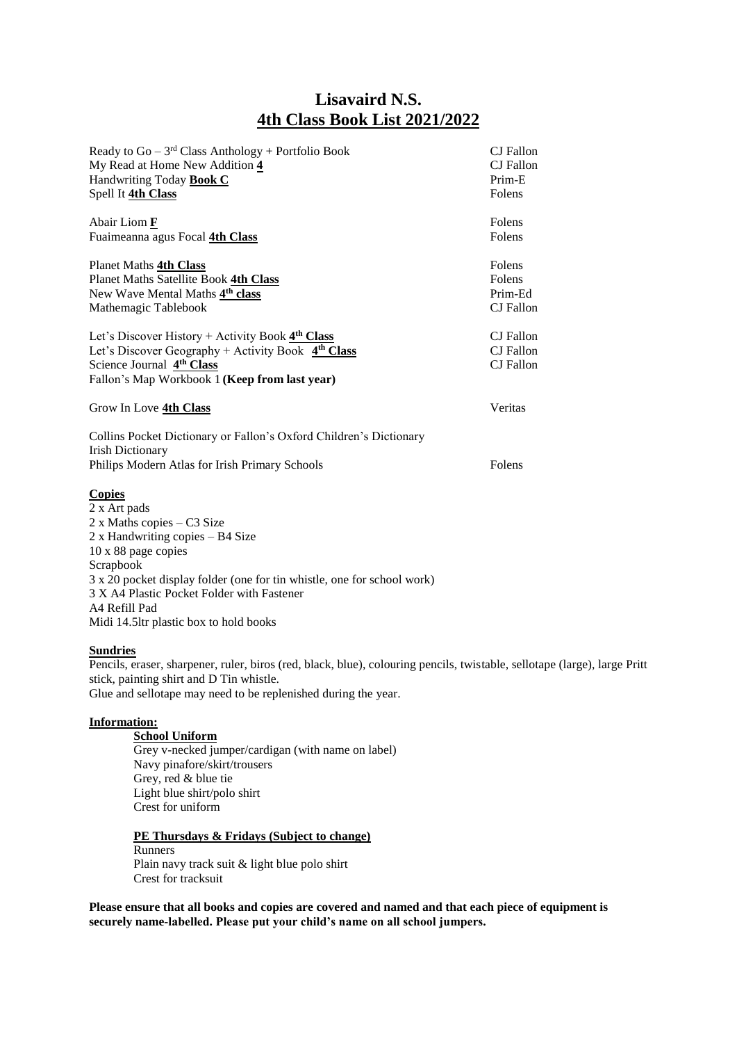# Lisavaird N.S.

## 4th Class Book List 2021/2022

| | |
|---|---|
| Ready to Go – 3rd Class Anthology + Portfolio Book | CJ Fallon |
| My Read at Home New Addition **4** | CJ Fallon |
| Handwriting Today **Book C** | Prim-E |
| Spell It **4th Class** | Folens |
| | |
| Abair Liom **F** | Folens |
| Fuaimeanna agus Focal **4th Class** | Folens |
| | |
| Planet Maths **4th Class** | Folens |
| Planet Maths Satellite Book **4th Class** | Folens |
| New Wave Mental Maths **4th class** | Prim-Ed |
| Mathemagic Tablebook | CJ Fallon |
| | |
| Let's Discover History + Activity Book **4th Class** | CJ Fallon |
| Let's Discover Geography + Activity Book **4th Class** | CJ Fallon |
| Science Journal **4th Class** | CJ Fallon |
| Fallon's Map Workbook 1 **(Keep from last year)** | |
| | |
| Grow In Love **4th Class** | Veritas |
| | |
| Collins Pocket Dictionary or Fallon's Oxford Children's Dictionary | |
| Irish Dictionary | |
| Philips Modern Atlas for Irish Primary Schools | Folens |

**Copies**

2 x Art pads
2 x Maths copies – C3 Size
2 x Handwriting copies – B4 Size
10 x 88 page copies
Scrapbook
3 x 20 pocket display folder (one for tin whistle, one for school work)
3 X A4 Plastic Pocket Folder with Fastener
A4 Refill Pad
Midi 14.5ltr plastic box to hold books

**Sundries**

Pencils, eraser, sharpener, ruler, biros (red, black, blue), colouring pencils, twistable, sellotape (large), large Pritt stick, painting shirt and D Tin whistle.
Glue and sellotape may need to be replenished during the year.

**Information:**

**School Uniform**

Grey v-necked jumper/cardigan (with name on label)
Navy pinafore/skirt/trousers
Grey, red & blue tie
Light blue shirt/polo shirt
Crest for uniform

**PE Thursdays & Fridays (Subject to change)**

Runners
Plain navy track suit & light blue polo shirt
Crest for tracksuit

**Please ensure that all books and copies are covered and named and that each piece of equipment is securely name-labelled. Please put your child's name on all school jumpers.**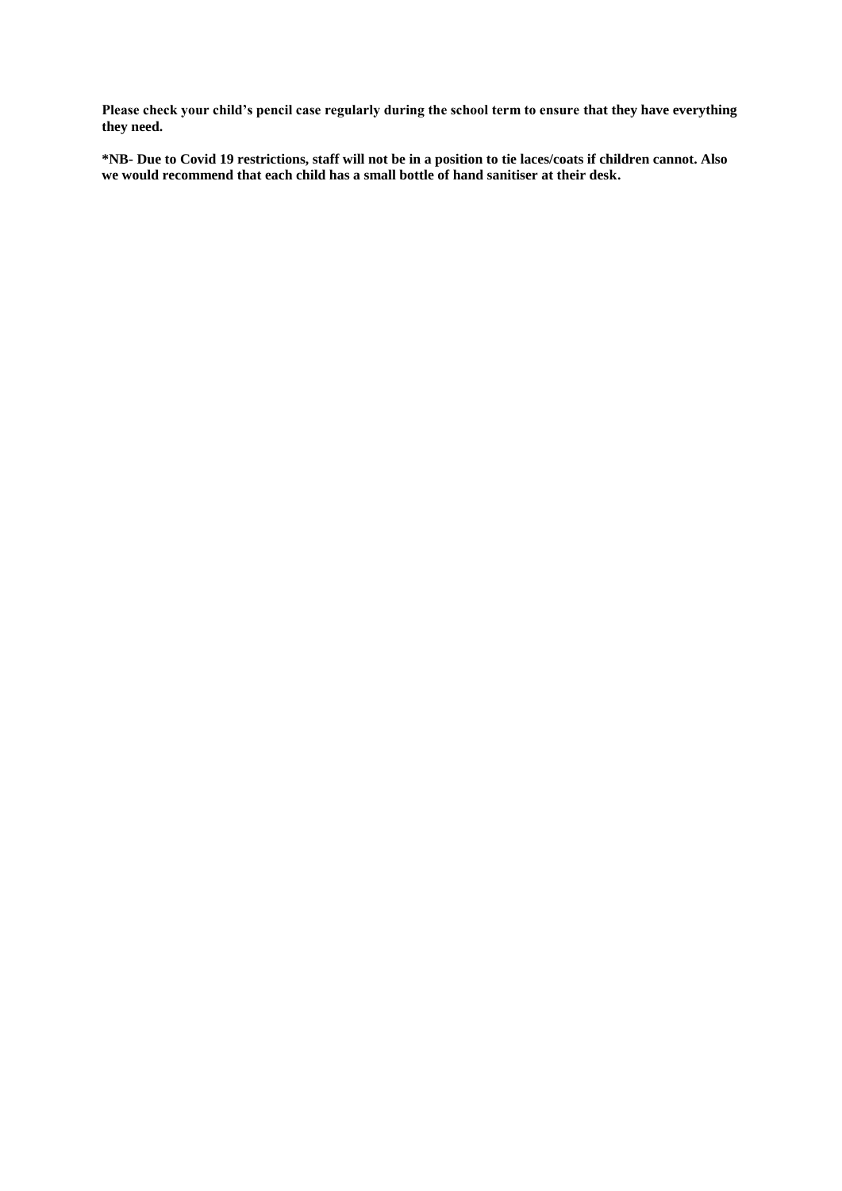**Please check your child's pencil case regularly during the school term to ensure that they have everything they need.**

***NB- Due to Covid 19 restrictions, staff will not be in a position to tie laces/coats if children cannot. Also we would recommend that each child has a small bottle of hand sanitiser at their desk.**